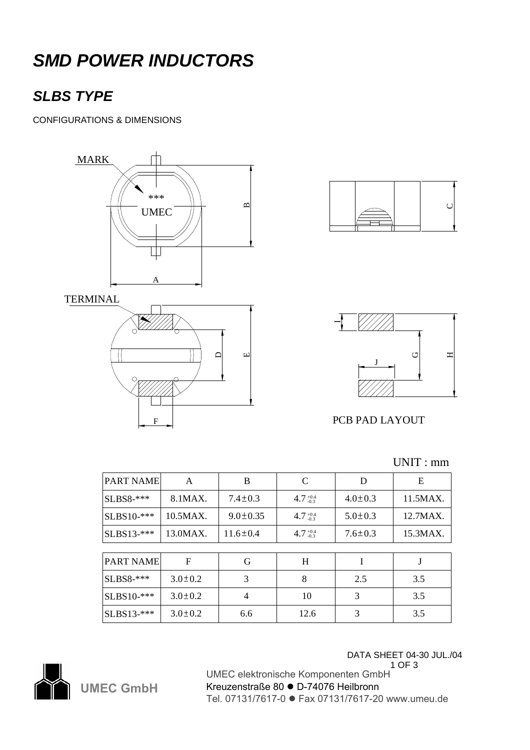# *SMD POWER INDUCTORS*

## *SLBS TYPE*

CONFIGURATIONS & DIMENSIONS

MARK

TERMINAL

PCB PAD LAYOUT

UNIT : mm

| PART NAME | A | B | C | D | E |
|---|---|---|---|---|---|
| SLBS8-*** | 8.1MAX. | 7.4±0.3 | $4.7^{+0.4}_{-0.3}$ | 4.0±0.3 | 11.5MAX. |
| SLBS10-*** | 10.5MAX. | 9.0±0.35 | $4.7^{+0.4}_{-0.3}$ | 5.0±0.3 | 12.7MAX. |
| SLBS13-*** | 13.0MAX. | 11.6±0.4 | $4.7^{+0.4}_{-0.3}$ | 7.6±0.3 | 15.3MAX. |

| PART NAME | F | G | H | I | J |
|---|---|---|---|---|---|
| SLBS8-*** | 3.0±0.2 | 3 | 8 | 2.5 | 3.5 |
| SLBS10-*** | 3.0±0.2 | 4 | 10 | 3 | 3.5 |
| SLBS13-*** | 3.0±0.2 | 6.6 | 12.6 | 3 | 3.5 |

DATA SHEET 04-30 JUL./04

UMEC GmbH

UMEC elektronische Komponenten GmbH
Kreuzenstraße 80 ● D-74076 Heilbronn
Tel. 07131/7617-0 ● Fax 07131/7617-20 www.umeu.de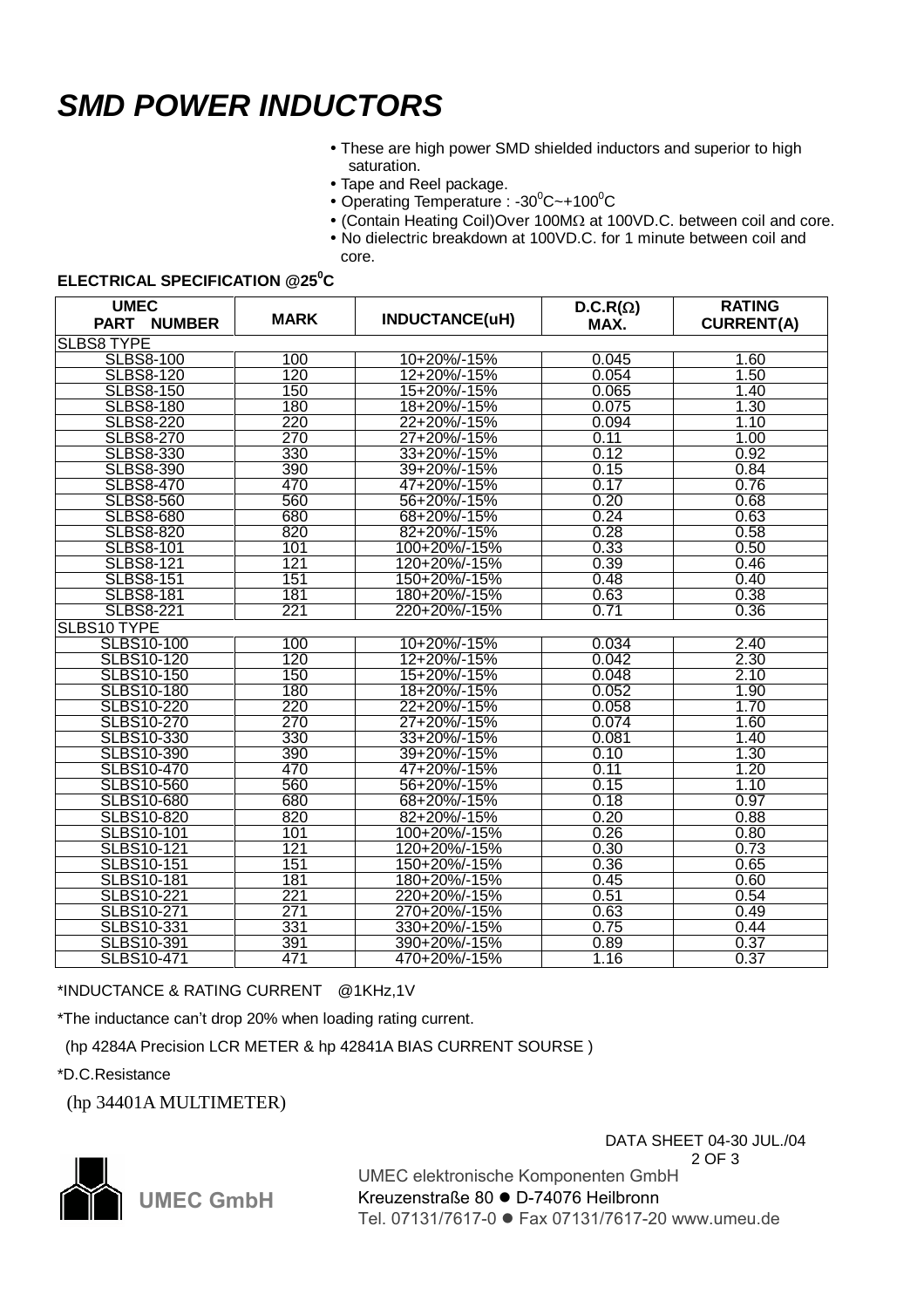# *SMD POWER INDUCTORS*

- These are high power SMD shielded inductors and superior to high saturation.
- Tape and Reel package.
- Operating Temperature : -30$^0$C~+100$^0$C
- (Contain Heating Coil)Over 100MΩ at 100VD.C. between coil and core.
- No dielectric breakdown at 100VD.C. for 1 minute between coil and core.

**ELECTRICAL SPECIFICATION @25$^0$C**

| UMEC PART NUMBER | MARK | INDUCTANCE(uH) | D.C.R(Ω) MAX. | RATING CURRENT(A) |
|---|---|---|---|---|
| SLBS8 TYPE | | | | |
| SLBS8-100 | 100 | 10+20%/-15% | 0.045 | 1.60 |
| SLBS8-120 | 120 | 12+20%/-15% | 0.054 | 1.50 |
| SLBS8-150 | 150 | 15+20%/-15% | 0.065 | 1.40 |
| SLBS8-180 | 180 | 18+20%/-15% | 0.075 | 1.30 |
| SLBS8-220 | 220 | 22+20%/-15% | 0.094 | 1.10 |
| SLBS8-270 | 270 | 27+20%/-15% | 0.11 | 1.00 |
| SLBS8-330 | 330 | 33+20%/-15% | 0.12 | 0.92 |
| SLBS8-390 | 390 | 39+20%/-15% | 0.15 | 0.84 |
| SLBS8-470 | 470 | 47+20%/-15% | 0.17 | 0.76 |
| SLBS8-560 | 560 | 56+20%/-15% | 0.20 | 0.68 |
| SLBS8-680 | 680 | 68+20%/-15% | 0.24 | 0.63 |
| SLBS8-820 | 820 | 82+20%/-15% | 0.28 | 0.58 |
| SLBS8-101 | 101 | 100+20%/-15% | 0.33 | 0.50 |
| SLBS8-121 | 121 | 120+20%/-15% | 0.39 | 0.46 |
| SLBS8-151 | 151 | 150+20%/-15% | 0.48 | 0.40 |
| SLBS8-181 | 181 | 180+20%/-15% | 0.63 | 0.38 |
| SLBS8-221 | 221 | 220+20%/-15% | 0.71 | 0.36 |
| SLBS10 TYPE | | | | |
| SLBS10-100 | 100 | 10+20%/-15% | 0.034 | 2.40 |
| SLBS10-120 | 120 | 12+20%/-15% | 0.042 | 2.30 |
| SLBS10-150 | 150 | 15+20%/-15% | 0.048 | 2.10 |
| SLBS10-180 | 180 | 18+20%/-15% | 0.052 | 1.90 |
| SLBS10-220 | 220 | 22+20%/-15% | 0.058 | 1.70 |
| SLBS10-270 | 270 | 27+20%/-15% | 0.074 | 1.60 |
| SLBS10-330 | 330 | 33+20%/-15% | 0.081 | 1.40 |
| SLBS10-390 | 390 | 39+20%/-15% | 0.10 | 1.30 |
| SLBS10-470 | 470 | 47+20%/-15% | 0.11 | 1.20 |
| SLBS10-560 | 560 | 56+20%/-15% | 0.15 | 1.10 |
| SLBS10-680 | 680 | 68+20%/-15% | 0.18 | 0.97 |
| SLBS10-820 | 820 | 82+20%/-15% | 0.20 | 0.88 |
| SLBS10-101 | 101 | 100+20%/-15% | 0.26 | 0.80 |
| SLBS10-121 | 121 | 120+20%/-15% | 0.30 | 0.73 |
| SLBS10-151 | 151 | 150+20%/-15% | 0.36 | 0.65 |
| SLBS10-181 | 181 | 180+20%/-15% | 0.45 | 0.60 |
| SLBS10-221 | 221 | 220+20%/-15% | 0.51 | 0.54 |
| SLBS10-271 | 271 | 270+20%/-15% | 0.63 | 0.49 |
| SLBS10-331 | 331 | 330+20%/-15% | 0.75 | 0.44 |
| SLBS10-391 | 391 | 390+20%/-15% | 0.89 | 0.37 |
| SLBS10-471 | 471 | 470+20%/-15% | 1.16 | 0.37 |

*INDUCTANCE & RATING CURRENT @1KHz,1V

*The inductance can't drop 20% when loading rating current.

(hp 4284A Precision LCR METER & hp 42841A BIAS CURRENT SOURSE )

*D.C.Resistance

(hp 34401A MULTIMETER)

DATA SHEET 04-30 JUL./04

UMEC GmbH

UMEC elektronische Komponenten GmbH
Kreuzenstraße 80 ● D-74076 Heilbronn
Tel. 07131/7617-0 ● Fax 07131/7617-20 www.umeu.de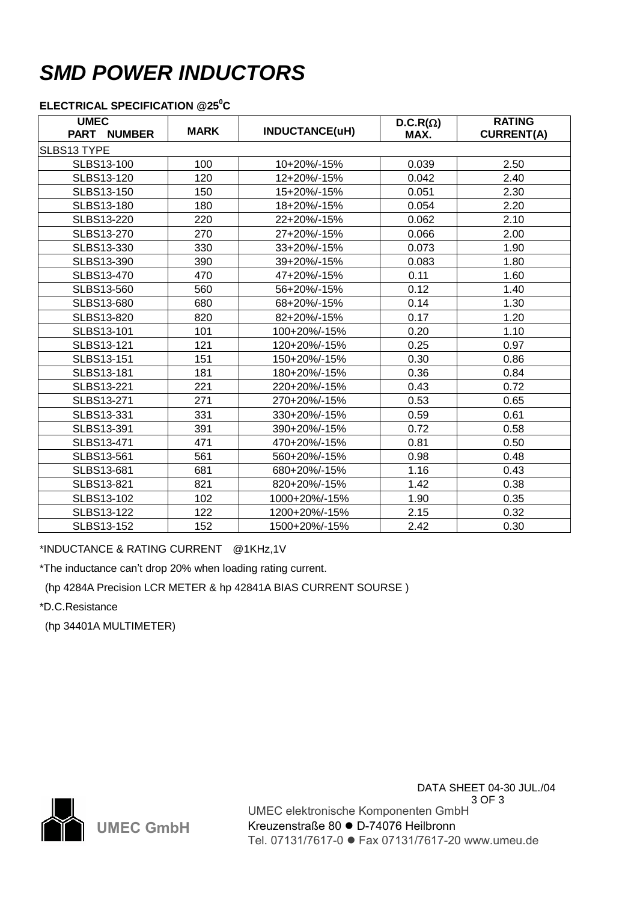# SMD POWER INDUCTORS

**ELECTRICAL SPECIFICATION @25$^{0}$C**

| UMEC PART NUMBER | MARK | INDUCTANCE(uH) | D.C.R(Ω) MAX. | RATING CURRENT(A) |
|---|---|---|---|---|
| SLBS13 TYPE | | | | |
| SLBS13-100 | 100 | 10+20%/-15% | 0.039 | 2.50 |
| SLBS13-120 | 120 | 12+20%/-15% | 0.042 | 2.40 |
| SLBS13-150 | 150 | 15+20%/-15% | 0.051 | 2.30 |
| SLBS13-180 | 180 | 18+20%/-15% | 0.054 | 2.20 |
| SLBS13-220 | 220 | 22+20%/-15% | 0.062 | 2.10 |
| SLBS13-270 | 270 | 27+20%/-15% | 0.066 | 2.00 |
| SLBS13-330 | 330 | 33+20%/-15% | 0.073 | 1.90 |
| SLBS13-390 | 390 | 39+20%/-15% | 0.083 | 1.80 |
| SLBS13-470 | 470 | 47+20%/-15% | 0.11 | 1.60 |
| SLBS13-560 | 560 | 56+20%/-15% | 0.12 | 1.40 |
| SLBS13-680 | 680 | 68+20%/-15% | 0.14 | 1.30 |
| SLBS13-820 | 820 | 82+20%/-15% | 0.17 | 1.20 |
| SLBS13-101 | 101 | 100+20%/-15% | 0.20 | 1.10 |
| SLBS13-121 | 121 | 120+20%/-15% | 0.25 | 0.97 |
| SLBS13-151 | 151 | 150+20%/-15% | 0.30 | 0.86 |
| SLBS13-181 | 181 | 180+20%/-15% | 0.36 | 0.84 |
| SLBS13-221 | 221 | 220+20%/-15% | 0.43 | 0.72 |
| SLBS13-271 | 271 | 270+20%/-15% | 0.53 | 0.65 |
| SLBS13-331 | 331 | 330+20%/-15% | 0.59 | 0.61 |
| SLBS13-391 | 391 | 390+20%/-15% | 0.72 | 0.58 |
| SLBS13-471 | 471 | 470+20%/-15% | 0.81 | 0.50 |
| SLBS13-561 | 561 | 560+20%/-15% | 0.98 | 0.48 |
| SLBS13-681 | 681 | 680+20%/-15% | 1.16 | 0.43 |
| SLBS13-821 | 821 | 820+20%/-15% | 1.42 | 0.38 |
| SLBS13-102 | 102 | 1000+20%/-15% | 1.90 | 0.35 |
| SLBS13-122 | 122 | 1200+20%/-15% | 2.15 | 0.32 |
| SLBS13-152 | 152 | 1500+20%/-15% | 2.42 | 0.30 |

*INDUCTANCE & RATING CURRENT @1KHz,1V

*The inductance can't drop 20% when loading rating current.

(hp 4284A Precision LCR METER & hp 42841A BIAS CURRENT SOURSE )

*D.C.Resistance

(hp 34401A MULTIMETER)

DATA SHEET 04-30 JUL./04

UMEC GmbH

UMEC elektronische Komponenten GmbH
Kreuzenstraße 80 ● D-74076 Heilbronn
Tel. 07131/7617-0 ● Fax 07131/7617-20 www.umeu.de